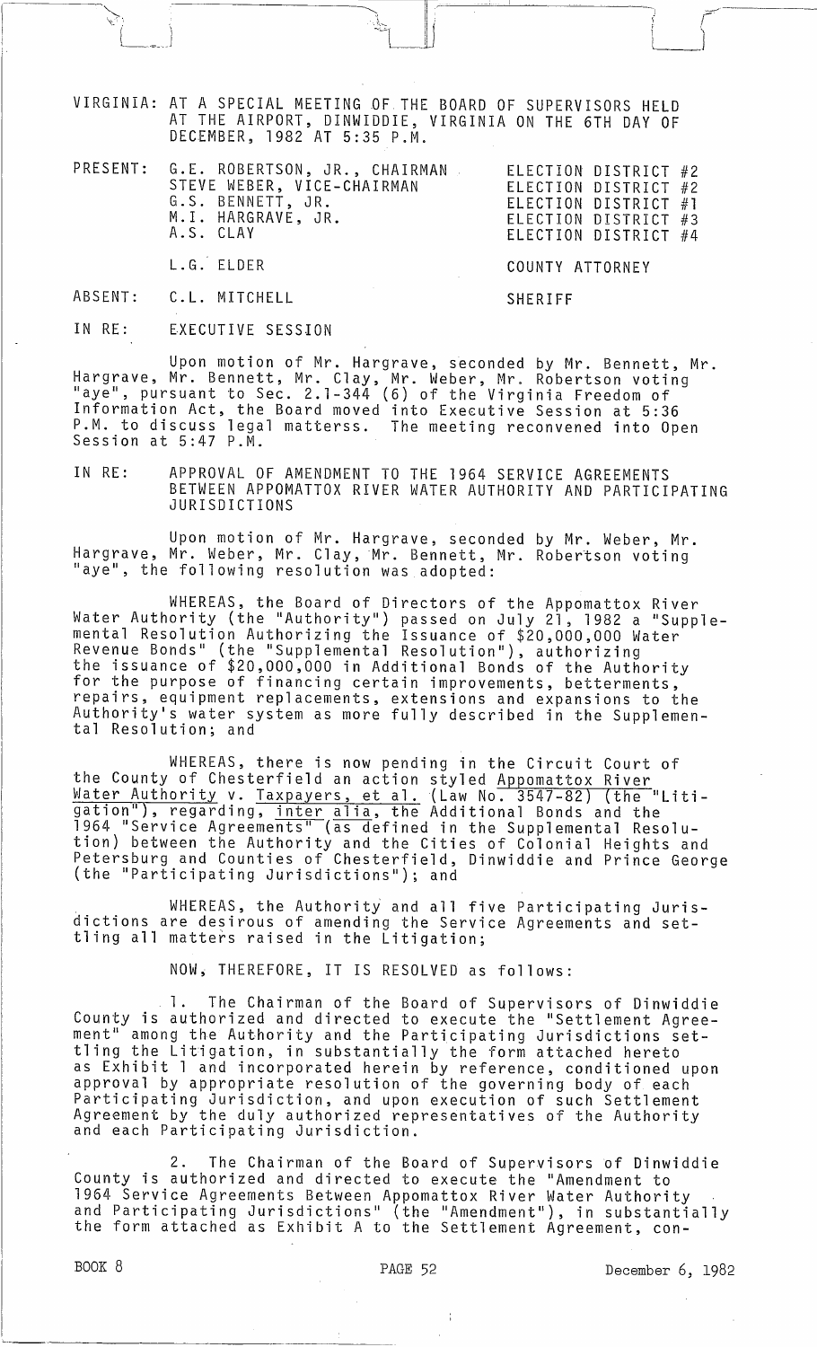VIRGINIA: AT A SPECIAL MEETING OF THE BOARD OF SUPERVISORS HELD AT THE AIRPORT, DINWIDDIE, VIRGINIA ON THE 6TH DAY OF DECEMBER, 1982 AT 5:35 P.M.

| | | |
|---|---|---|
| PRESENT: | G.E. ROBERTSON, JR., CHAIRMAN | ELECTION DISTRICT #2 |
| | STEVE WEBER, VICE-CHAIRMAN | ELECTION DISTRICT #2 |
| | G.S. BENNETT, JR. | ELECTION DISTRICT #1 |
| | M.I. HARGRAVE, JR. | ELECTION DISTRICT #3 |
| | A.S. CLAY | ELECTION DISTRICT #4 |
| | L.G. ELDER | COUNTY ATTORNEY |
| ABSENT: | C.L. MITCHELL | SHERIFF |

IN RE: EXECUTIVE SESSION

Upon motion of Mr. Hargrave, seconded by Mr. Bennett, Mr. Hargrave, Mr. Bennett, Mr. Clay, Mr. Weber, Mr. Robertson voting "aye", pursuant to Sec. 2.1-344 (6) of the Virginia Freedom of Information Act, the Board moved into Executive Session at 5:36 P.M. to discuss legal matterss. The meeting reconvened into Open Session at 5:47 P.M.

IN RE: APPROVAL OF AMENDMENT TO THE 1964 SERVICE AGREEMENTS BETWEEN APPOMATTOX RIVER WATER AUTHORITY AND PARTICIPATING JURISDICTIONS

Upon motion of Mr. Hargrave, seconded by Mr. Weber, Mr. Hargrave, Mr. Weber, Mr. Clay, Mr. Bennett, Mr. Robertson voting "aye", the following resolution was adopted:

WHEREAS, the Board of Directors of the Appomattox River Water Authority (the "Authority") passed on July 21, 1982 a "Supplemental Resolution Authorizing the Issuance of $20,000,000 Water Revenue Bonds" (the "Supplemental Resolution"), authorizing the issuance of $20,000,000 in Additional Bonds of the Authority for the purpose of financing certain improvements, betterments, repairs, equipment replacements, extensions and expansions to the Authority's water system as more fully described in the Supplemental Resolution; and

WHEREAS, there is now pending in the Circuit Court of the County of Chesterfield an action styled Appomattox River Water Authority v. Taxpayers, et al. (Law No. 3547-82) (the "Litigation"), regarding, inter alia, the Additional Bonds and the 1964 "Service Agreements" (as defined in the Supplemental Resolution) between the Authority and the Cities of Colonial Heights and Petersburg and Counties of Chesterfield, Dinwiddie and Prince George (the "Participating Jurisdictions"); and

WHEREAS, the Authority and all five Participating Jurisdictions are desirous of amending the Service Agreements and settling all matters raised in the Litigation;

NOW, THEREFORE, IT IS RESOLVED as follows:

1. The Chairman of the Board of Supervisors of Dinwiddie County is authorized and directed to execute the "Settlement Agreement" among the Authority and the Participating Jurisdictions settling the Litigation, in substantially the form attached hereto as Exhibit 1 and incorporated herein by reference, conditioned upon approval by appropriate resolution of the governing body of each Participating Jurisdiction, and upon execution of such Settlement Agreement by the duly authorized representatives of the Authority and each Participating Jurisdiction.

2. The Chairman of the Board of Supervisors of Dinwiddie County is authorized and directed to execute the "Amendment to 1964 Service Agreements Between Appomattox River Water Authority and Participating Jurisdictions" (the "Amendment"), in substantially the form attached as Exhibit A to the Settlement Agreement, con-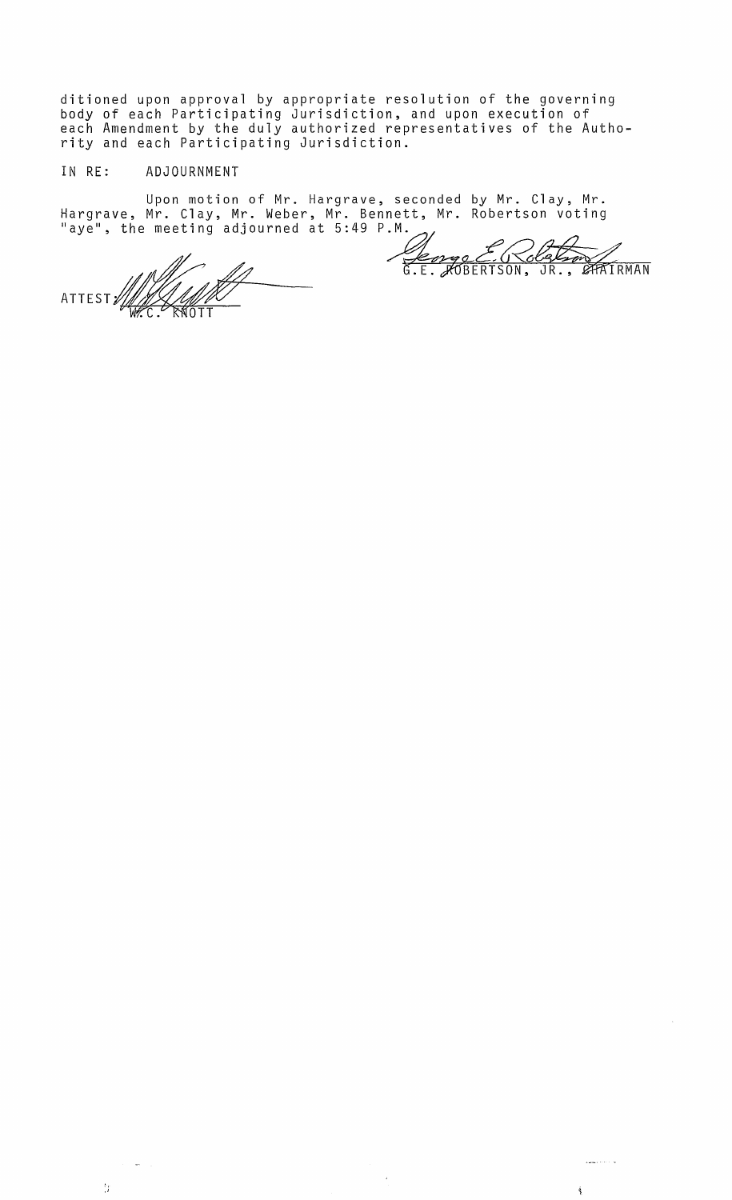ditioned upon approval by appropriate resolution of the governing body of each Participating Jurisdiction, and upon execution of each Amendment by the duly authorized representatives of the Authority and each Participating Jurisdiction.

IN RE: ADJOURNMENT

Upon motion of Mr. Hargrave, seconded by Mr. Clay, Mr. Hargrave, Mr. Clay, Mr. Weber, Mr. Bennett, Mr. Robertson voting "aye", the meeting adjourned at 5:49 P.M.

G.E. ROBERTSON, JR., CHAIRMAN

ATTEST: W.C. KNOTT